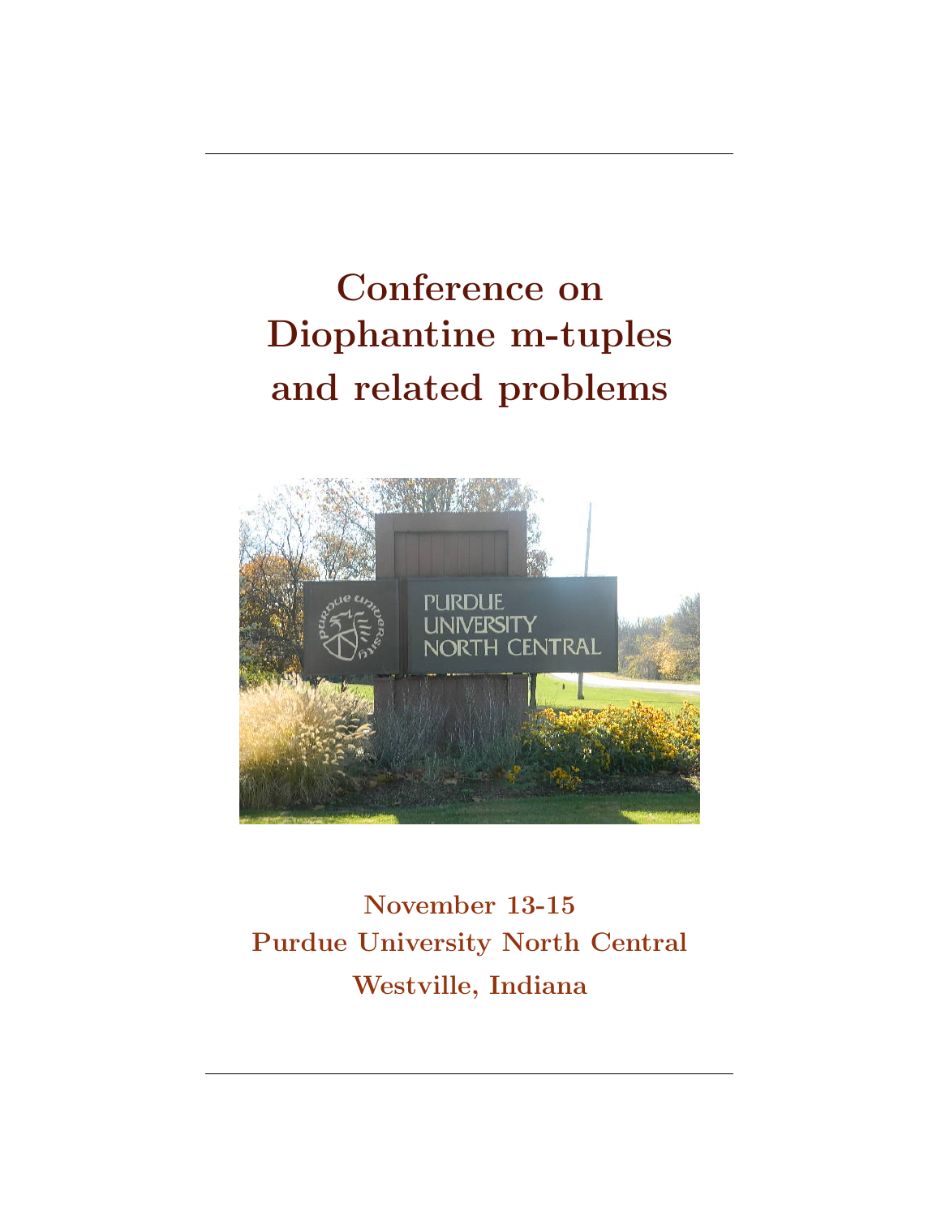# Conference on Diophantine m-tuples and related problems

**November 13-15**
**Purdue University North Central**
**Westville, Indiana**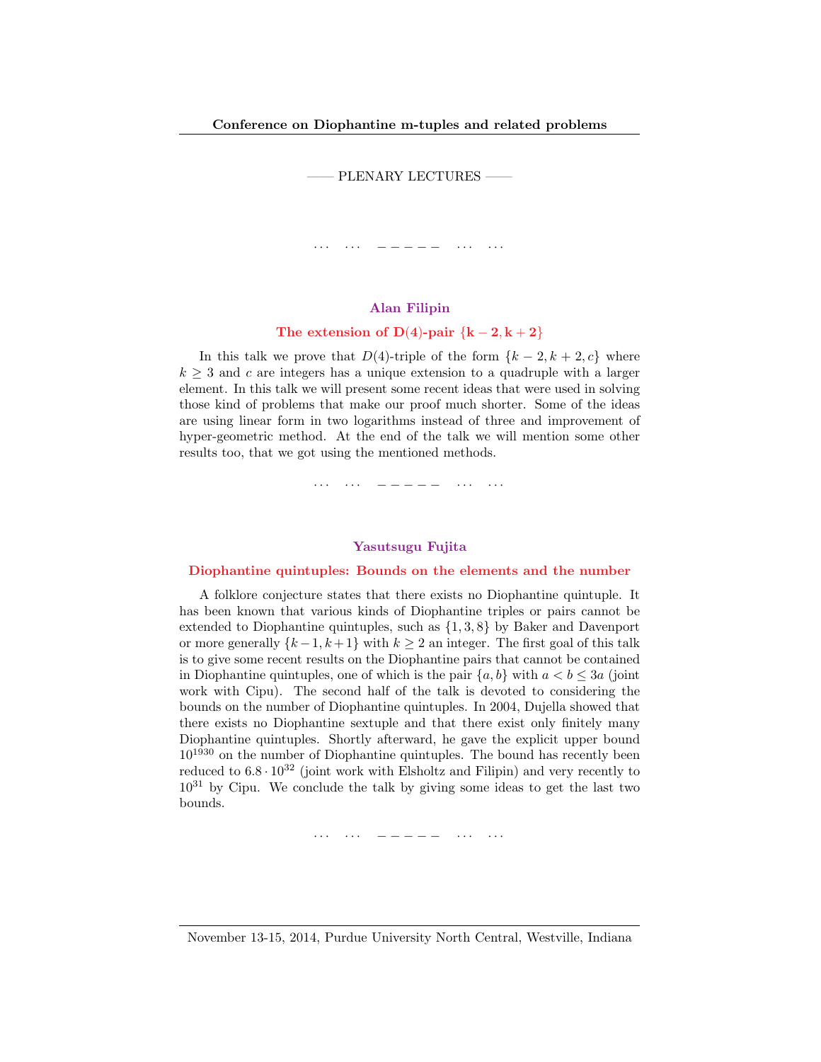—— PLENARY LECTURES ——

··· ··· — — — — — ··· ···

### Alan Filipin

**The extension of $D(4)$-pair $\{k-2, k+2\}$**

In this talk we prove that $D(4)$-triple of the form $\{k-2, k+2, c\}$ where $k \geq 3$ and $c$ are integers has a unique extension to a quadruple with a larger element. In this talk we will present some recent ideas that were used in solving those kind of problems that make our proof much shorter. Some of the ideas are using linear form in two logarithms instead of three and improvement of hyper-geometric method. At the end of the talk we will mention some other results too, that we got using the mentioned methods.

··· ··· — — — — — ··· ···

### Yasutsugu Fujita

**Diophantine quintuples: Bounds on the elements and the number**

A folklore conjecture states that there exists no Diophantine quintuple. It has been known that various kinds of Diophantine triples or pairs cannot be extended to Diophantine quintuples, such as $\{1, 3, 8\}$ by Baker and Davenport or more generally $\{k-1, k+1\}$ with $k \geq 2$ an integer. The first goal of this talk is to give some recent results on the Diophantine pairs that cannot be contained in Diophantine quintuples, one of which is the pair $\{a, b\}$ with $a < b \leq 3a$ (joint work with Cipu). The second half of the talk is devoted to considering the bounds on the number of Diophantine quintuples. In 2004, Dujella showed that there exists no Diophantine sextuple and that there exist only finitely many Diophantine quintuples. Shortly afterward, he gave the explicit upper bound $10^{1930}$ on the number of Diophantine quintuples. The bound has recently been reduced to $6.8 \cdot 10^{32}$ (joint work with Elsholtz and Filipin) and very recently to $10^{31}$ by Cipu. We conclude the talk by giving some ideas to get the last two bounds.

··· ··· — — — — — ··· ···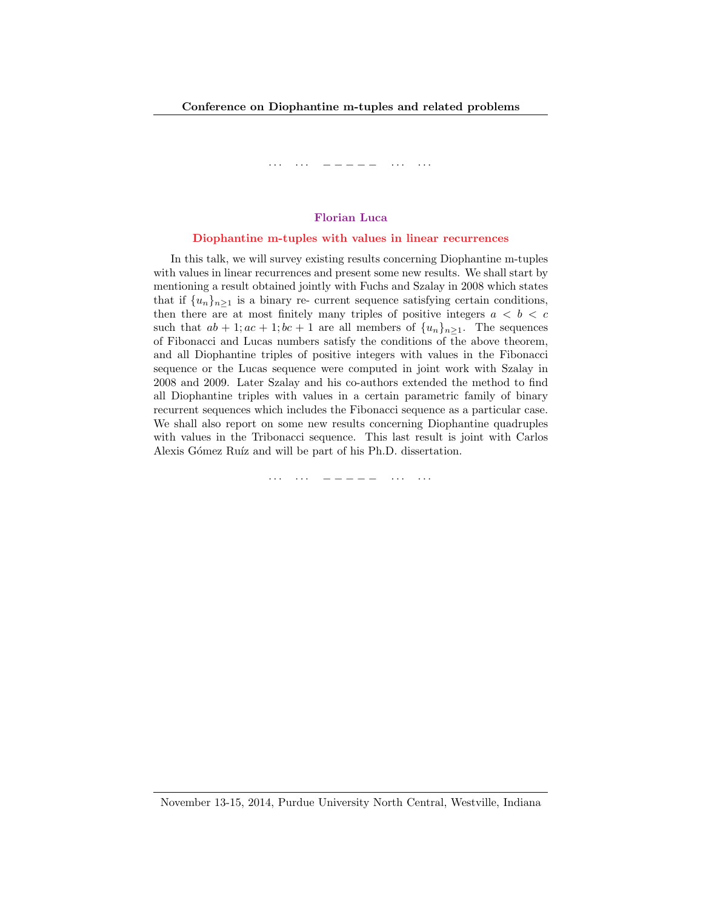... ... — — — — — ... ...

### Florian Luca

### Diophantine m-tuples with values in linear recurrences

In this talk, we will survey existing results concerning Diophantine m-tuples with values in linear recurrences and present some new results. We shall start by mentioning a result obtained jointly with Fuchs and Szalay in 2008 which states that if $\{u_n\}_{n\geq 1}$ is a binary re- current sequence satisfying certain conditions, then there are at most finitely many triples of positive integers $a < b < c$ such that $ab + 1; ac + 1; bc + 1$ are all members of $\{u_n\}_{n\geq 1}$. The sequences of Fibonacci and Lucas numbers satisfy the conditions of the above theorem, and all Diophantine triples of positive integers with values in the Fibonacci sequence or the Lucas sequence were computed in joint work with Szalay in 2008 and 2009. Later Szalay and his co-authors extended the method to find all Diophantine triples with values in a certain parametric family of binary recurrent sequences which includes the Fibonacci sequence as a particular case. We shall also report on some new results concerning Diophantine quadruples with values in the Tribonacci sequence. This last result is joint with Carlos Alexis Gómez Ruíz and will be part of his Ph.D. dissertation.

... ... — — — — — ... ...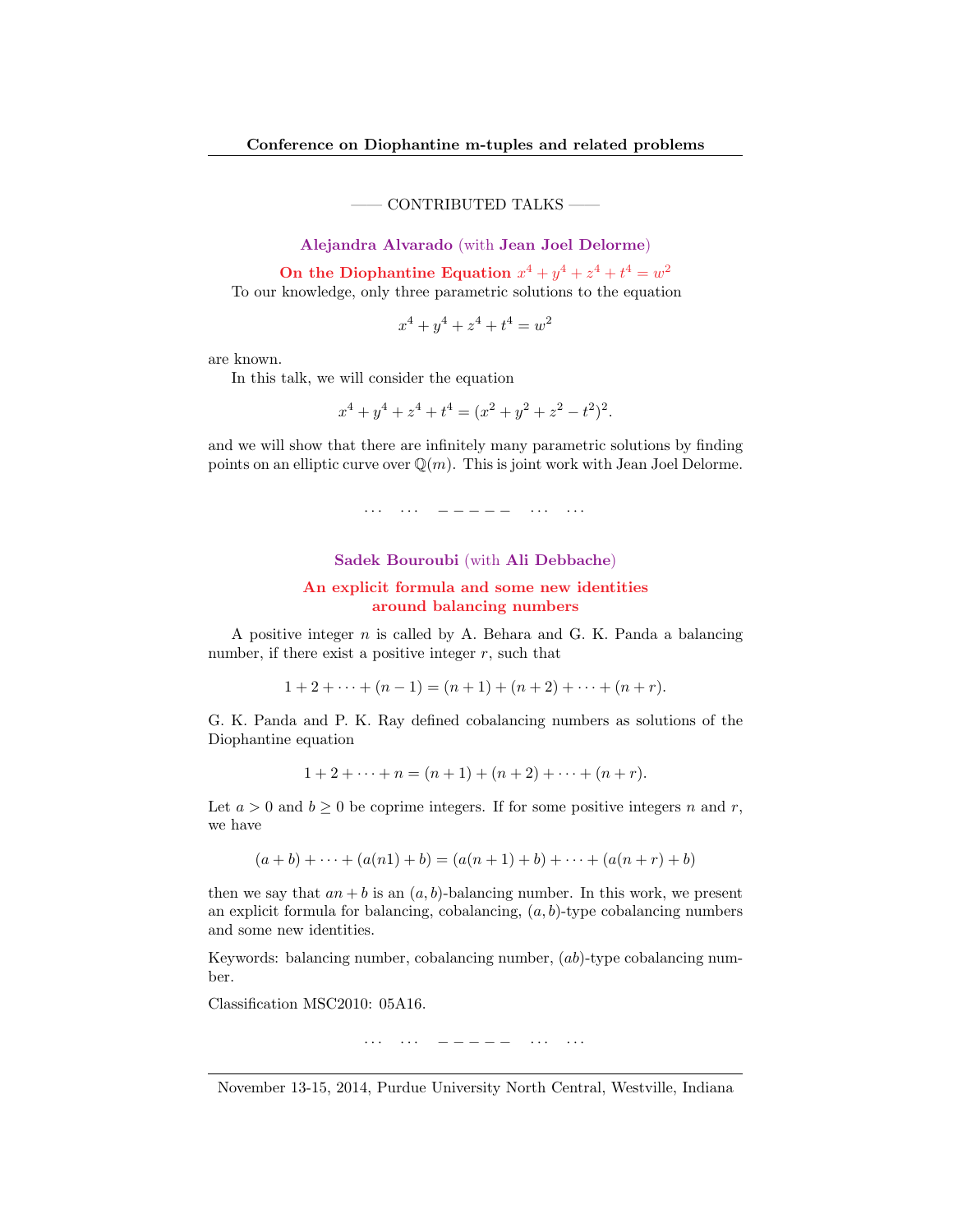## —— CONTRIBUTED TALKS ——

### Alejandra Alvarado (with Jean Joel Delorme)

### On the Diophantine Equation $x^4 + y^4 + z^4 + t^4 = w^2$

To our knowledge, only three parametric solutions to the equation

$$x^4 + y^4 + z^4 + t^4 = w^2$$

are known.

In this talk, we will consider the equation

$$x^4 + y^4 + z^4 + t^4 = (x^2 + y^2 + z^2 - t^2)^2.$$

and we will show that there are infinitely many parametric solutions by finding points on an elliptic curve over $\mathbb{Q}(m)$. This is joint work with Jean Joel Delorme.

... ... — — — — — ... ...

### Sadek Bouroubi (with Ali Debbache)

### An explicit formula and some new identities around balancing numbers

A positive integer $n$ is called by A. Behara and G. K. Panda a balancing number, if there exist a positive integer $r$, such that

$$1 + 2 + \cdots + (n-1) = (n+1) + (n+2) + \cdots + (n+r).$$

G. K. Panda and P. K. Ray defined cobalancing numbers as solutions of the Diophantine equation

$$1 + 2 + \cdots + n = (n+1) + (n+2) + \cdots + (n+r).$$

Let $a > 0$ and $b \geq 0$ be coprime integers. If for some positive integers $n$ and $r$, we have

$$(a + b) + \cdots + (a(n1) + b) = (a(n+1) + b) + \cdots + (a(n+r) + b)$$

then we say that $an + b$ is an $(a, b)$-balancing number. In this work, we present an explicit formula for balancing, cobalancing, $(a, b)$-type cobalancing numbers and some new identities.

Keywords: balancing number, cobalancing number, $(ab)$-type cobalancing number.

Classification MSC2010: 05A16.

... ... — — — — — ... ...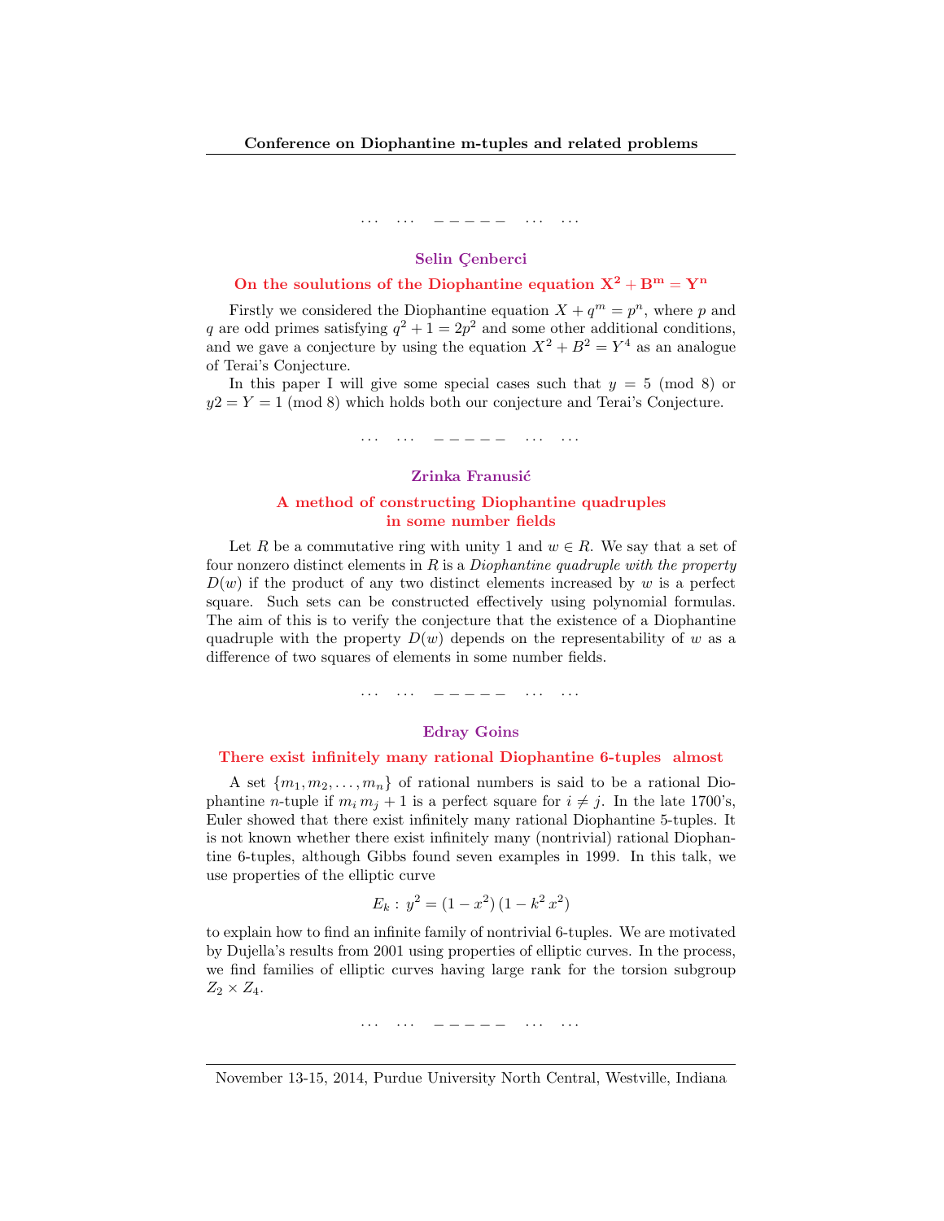… … – – – – – … …

### Selin Çenberci

### On the soulutions of the Diophantine equation $X^2 + B^m = Y^n$

Firstly we considered the Diophantine equation $X + q^m = p^n$, where $p$ and $q$ are odd primes satisfying $q^2 + 1 = 2p^2$ and some other additional conditions, and we gave a conjecture by using the equation $X^2 + B^2 = Y^4$ as an analogue of Terai's Conjecture.

In this paper I will give some special cases such that $y = 5 \pmod 8$ or $y2 = Y = 1 \pmod 8$ which holds both our conjecture and Terai's Conjecture.

… … – – – – – … …

### Zrinka Franušić

### A method of constructing Diophantine quadruples in some number fields

Let $R$ be a commutative ring with unity 1 and $w \in R$. We say that a set of four nonzero distinct elements in $R$ is a *Diophantine quadruple with the property* $D(w)$ if the product of any two distinct elements increased by $w$ is a perfect square. Such sets can be constructed effectively using polynomial formulas. The aim of this is to verify the conjecture that the existence of a Diophantine quadruple with the property $D(w)$ depends on the representability of $w$ as a difference of two squares of elements in some number fields.

… … – – – – – … …

### Edray Goins

### There exist infinitely many rational Diophantine 6-tuples almost

A set $\{m_1, m_2, \ldots, m_n\}$ of rational numbers is said to be a rational Diophantine $n$-tuple if $m_i\, m_j + 1$ is a perfect square for $i \neq j$. In the late 1700's, Euler showed that there exist infinitely many rational Diophantine 5-tuples. It is not known whether there exist infinitely many (nontrivial) rational Diophantine 6-tuples, although Gibbs found seven examples in 1999. In this talk, we use properties of the elliptic curve

$$E_k:\, y^2 = (1 - x^2)\,(1 - k^2\, x^2)$$

to explain how to find an infinite family of nontrivial 6-tuples. We are motivated by Dujella's results from 2001 using properties of elliptic curves. In the process, we find families of elliptic curves having large rank for the torsion subgroup $Z_2 \times Z_4$.

… … – – – – – … …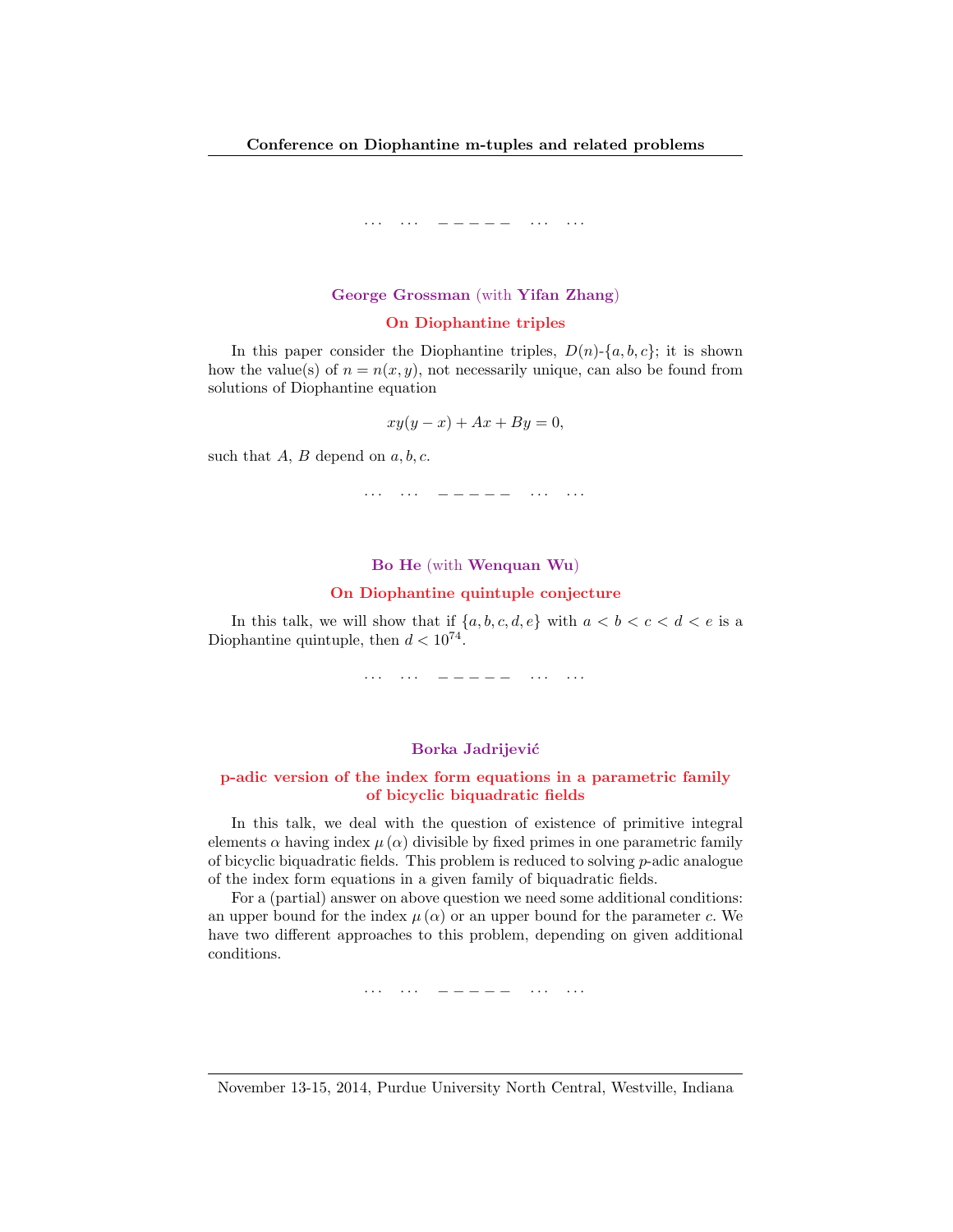$\cdots \quad \cdots \quad -\,-\,-\,-\,- \quad \cdots \quad \cdots$

**George Grossman** (with **Yifan Zhang**)

### On Diophantine triples

In this paper consider the Diophantine triples, $D(n)$-$\{a, b, c\}$; it is shown how the value(s) of $n = n(x, y)$, not necessarily unique, can also be found from solutions of Diophantine equation

$$xy(y - x) + Ax + By = 0,$$

such that $A$, $B$ depend on $a, b, c$.

$\cdots \quad \cdots \quad -\,-\,-\,-\,- \quad \cdots \quad \cdots$

**Bo He** (with **Wenquan Wu**)

### On Diophantine quintuple conjecture

In this talk, we will show that if $\{a, b, c, d, e\}$ with $a < b < c < d < e$ is a Diophantine quintuple, then $d < 10^{74}$.

$\cdots \quad \cdots \quad -\,-\,-\,-\,- \quad \cdots \quad \cdots$

**Borka Jadrijević**

### p-adic version of the index form equations in a parametric family of bicyclic biquadratic fields

In this talk, we deal with the question of existence of primitive integral elements $\alpha$ having index $\mu(\alpha)$ divisible by fixed primes in one parametric family of bicyclic biquadratic fields. This problem is reduced to solving $p$-adic analogue of the index form equations in a given family of biquadratic fields.

For a (partial) answer on above question we need some additional conditions: an upper bound for the index $\mu(\alpha)$ or an upper bound for the parameter $c$. We have two different approaches to this problem, depending on given additional conditions.

$\cdots \quad \cdots \quad -\,-\,-\,-\,- \quad \cdots \quad \cdots$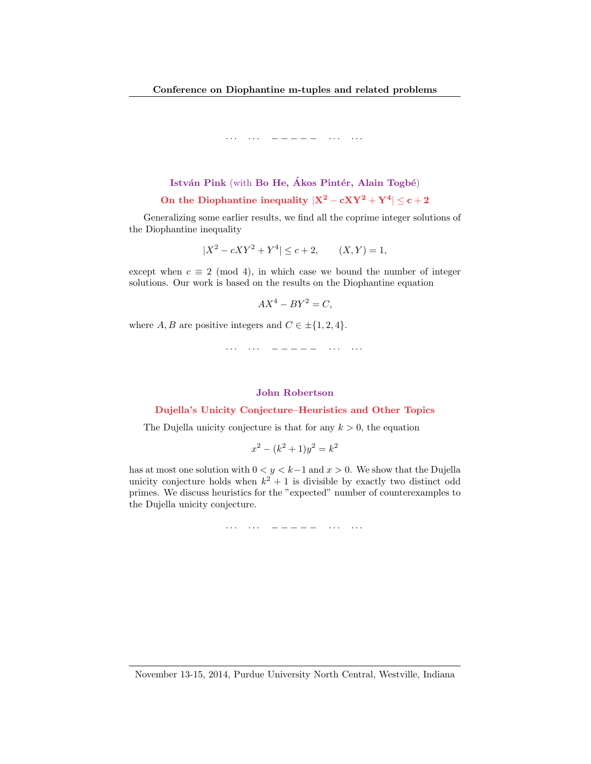. . . . . . – – – – – . . . . . .

**István Pink** (with **Bo He, Ákos Pintér, Alain Togbé**)

**On the Diophantine inequality $|X^2 - cXY^2 + Y^4| \leq c + 2$**

Generalizing some earlier results, we find all the coprime integer solutions of the Diophantine inequality

$$|X^2 - cXY^2 + Y^4| \leq c + 2, \qquad (X, Y) = 1,$$

except when $c \equiv 2 \pmod 4$, in which case we bound the number of integer solutions. Our work is based on the results on the Diophantine equation

$$AX^4 - BY^2 = C,$$

where $A, B$ are positive integers and $C \in \pm\{1, 2, 4\}$.

. . . . . . – – – – – . . . . . .

**John Robertson**

**Dujella's Unicity Conjecture–Heuristics and Other Topics**

The Dujella unicity conjecture is that for any $k > 0$, the equation

$$x^2 - (k^2 + 1)y^2 = k^2$$

has at most one solution with $0 < y < k-1$ and $x > 0$. We show that the Dujella unicity conjecture holds when $k^2 + 1$ is divisible by exactly two distinct odd primes. We discuss heuristics for the "expected" number of counterexamples to the Dujella unicity conjecture.

. . . . . . – – – – – . . . . . .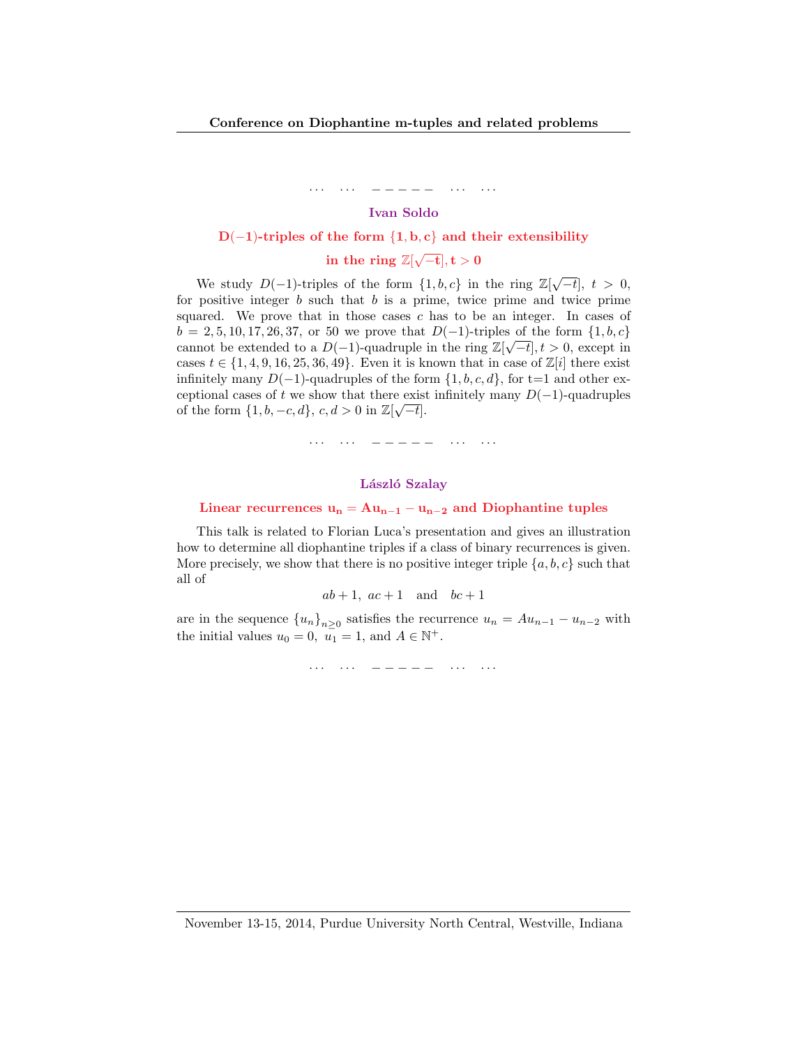... ... – – – – – ... ...

### Ivan Soldo

## $D(-1)$-triples of the form $\{1, b, c\}$ and their extensibility in the ring $\mathbb{Z}[\sqrt{-t}], t > 0$

We study $D(-1)$-triples of the form $\{1, b, c\}$ in the ring $\mathbb{Z}[\sqrt{-t}]$, $t > 0$, for positive integer $b$ such that $b$ is a prime, twice prime and twice prime squared. We prove that in those cases $c$ has to be an integer. In cases of $b = 2, 5, 10, 17, 26, 37$, or $50$ we prove that $D(-1)$-triples of the form $\{1, b, c\}$ cannot be extended to a $D(-1)$-quadruple in the ring $\mathbb{Z}[\sqrt{-t}], t > 0$, except in cases $t \in \{1, 4, 9, 16, 25, 36, 49\}$. Even it is known that in case of $\mathbb{Z}[i]$ there exist infinitely many $D(-1)$-quadruples of the form $\{1, b, c, d\}$, for t=1 and other exceptional cases of $t$ we show that there exist infinitely many $D(-1)$-quadruples of the form $\{1, b, -c, d\}$, $c, d > 0$ in $\mathbb{Z}[\sqrt{-t}]$.

... ... – – – – – ... ...

### László Szalay

## Linear recurrences $u_n = Au_{n-1} - u_{n-2}$ and Diophantine tuples

This talk is related to Florian Luca's presentation and gives an illustration how to determine all diophantine triples if a class of binary recurrences is given. More precisely, we show that there is no positive integer triple $\{a, b, c\}$ such that all of

$$ab + 1, \ ac + 1 \quad \text{and} \quad bc + 1$$

are in the sequence $\{u_n\}_{n\geq 0}$ satisfies the recurrence $u_n = Au_{n-1} - u_{n-2}$ with the initial values $u_0 = 0$, $u_1 = 1$, and $A \in \mathbb{N}^+$.

... ... – – – – – ... ...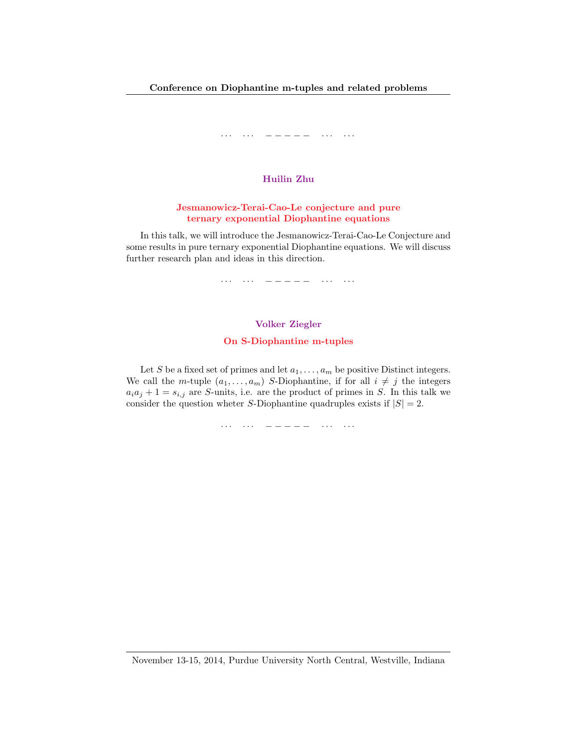... ... – – – – – ... ...

**Huilin Zhu**

### Jesmanowicz-Terai-Cao-Le conjecture and pure ternary exponential Diophantine equations

In this talk, we will introduce the Jesmanowicz-Terai-Cao-Le Conjecture and some results in pure ternary exponential Diophantine equations. We will discuss further research plan and ideas in this direction.

... ... – – – – – ... ...

**Volker Ziegler**

### On S-Diophantine m-tuples

Let $S$ be a fixed set of primes and let $a_1, \ldots, a_m$ be positive Distinct integers. We call the $m$-tuple $(a_1, \ldots, a_m)$ $S$-Diophantine, if for all $i \neq j$ the integers $a_i a_j + 1 = s_{i,j}$ are $S$-units, i.e. are the product of primes in $S$. In this talk we consider the question wheter $S$-Diophantine quadruples exists if $|S| = 2$.

... ... – – – – – ... ...